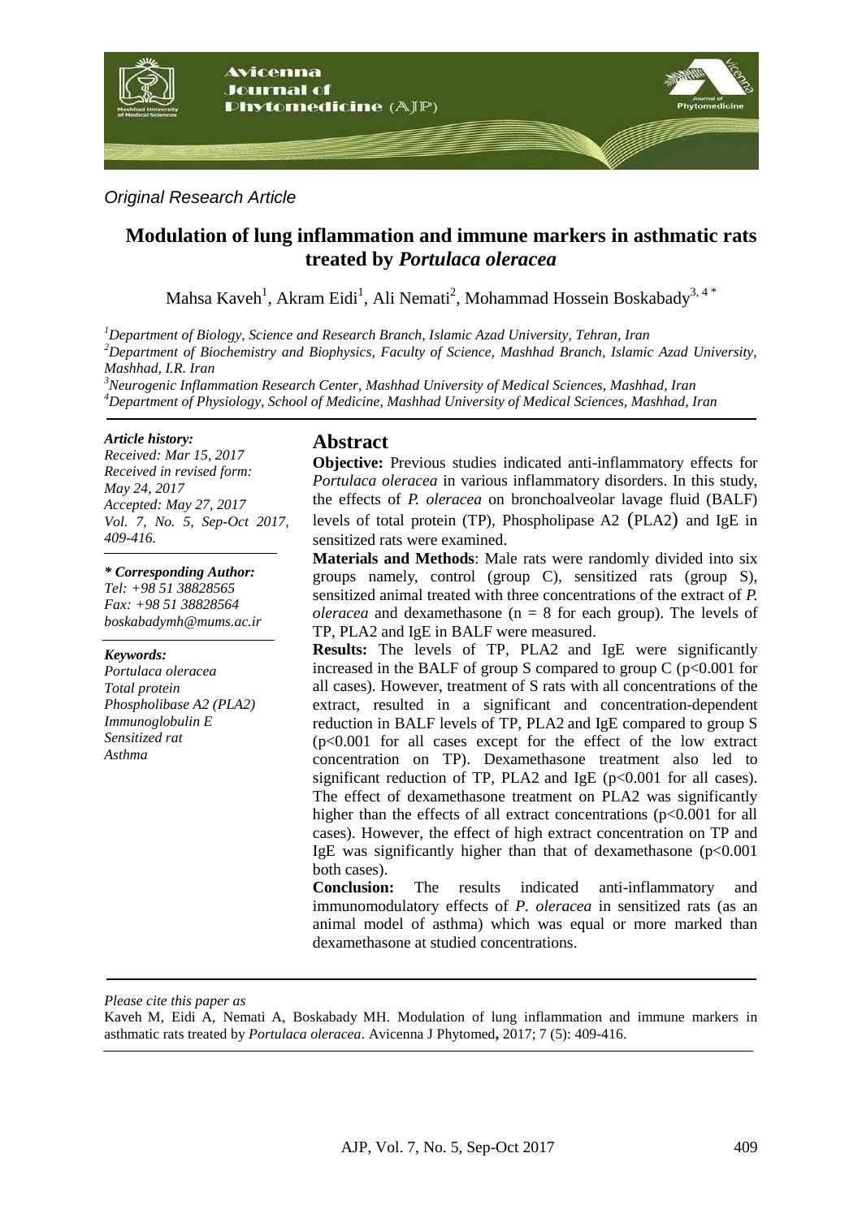*Original Research Article*

# Modulation of lung inflammation and immune markers in asthmatic rats treated by *Portulaca oleracea*

Mahsa Kaveh[1], Akram Eidi[1], Ali Nemati[2], Mohammad Hossein Boskabady[3, 4 *]

[1]*Department of Biology, Science and Research Branch, Islamic Azad University, Tehran, Iran*
[2]*Department of Biochemistry and Biophysics, Faculty of Science, Mashhad Branch, Islamic Azad University, Mashhad, I.R. Iran*
[3]*Neurogenic Inflammation Research Center, Mashhad University of Medical Sciences, Mashhad, Iran*
[4]*Department of Physiology, School of Medicine, Mashhad University of Medical Sciences, Mashhad, Iran*

***Article history:***
*Received: Mar 15, 2017*
*Received in revised form: May 24, 2017*
*Accepted: May 27, 2017*
*Vol. 7, No. 5, Sep-Oct 2017, 409-416.*

***\* Corresponding Author:***
*Tel: +98 51 38828565*
*Fax: +98 51 38828564*
*boskabadymh@mums.ac.ir*

***Keywords:***
*Portulaca oleracea*
*Total protein*
*Phospholibase A2 (PLA2)*
*Immunoglobulin E*
*Sensitized rat*
*Asthma*

## Abstract

**Objective:** Previous studies indicated anti-inflammatory effects for *Portulaca oleracea* in various inflammatory disorders. In this study, the effects of *P. oleracea* on bronchoalveolar lavage fluid (BALF) levels of total protein (TP), Phospholipase A2 (PLA2) and IgE in sensitized rats were examined.

**Materials and Methods**: Male rats were randomly divided into six groups namely, control (group C), sensitized rats (group S), sensitized animal treated with three concentrations of the extract of *P. oleracea* and dexamethasone ($n = 8$ for each group). The levels of TP, PLA2 and IgE in BALF were measured.

**Results:** The levels of TP, PLA2 and IgE were significantly increased in the BALF of group S compared to group C ($p<0.001$ for all cases). However, treatment of S rats with all concentrations of the extract, resulted in a significant and concentration-dependent reduction in BALF levels of TP, PLA2 and IgE compared to group S ($p<0.001$ for all cases except for the effect of the low extract concentration on TP). Dexamethasone treatment also led to significant reduction of TP, PLA2 and IgE ($p<0.001$ for all cases). The effect of dexamethasone treatment on PLA2 was significantly higher than the effects of all extract concentrations ($p<0.001$ for all cases). However, the effect of high extract concentration on TP and IgE was significantly higher than that of dexamethasone ($p<0.001$ both cases).

**Conclusion:** The results indicated anti-inflammatory and immunomodulatory effects of *P. oleracea* in sensitized rats (as an animal model of asthma) which was equal or more marked than dexamethasone at studied concentrations.

*Please cite this paper as*

Kaveh M, Eidi A, Nemati A, Boskabady MH. Modulation of lung inflammation and immune markers in asthmatic rats treated by *Portulaca oleracea*. Avicenna J Phytomed**,** 2017; 7 (5): 409-416.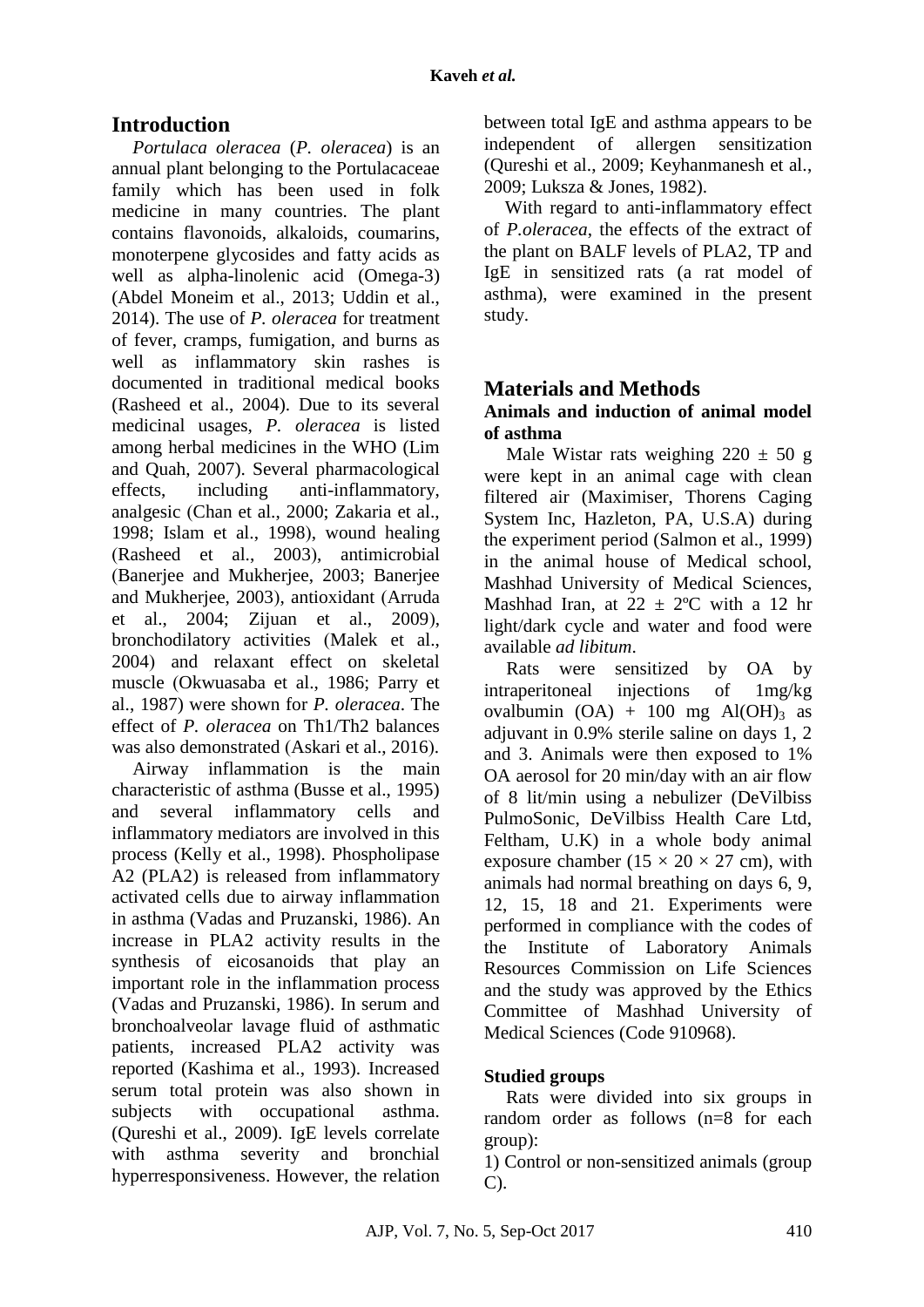## Introduction

*Portulaca oleracea* (*P. oleracea*) is an annual plant belonging to the Portulacaceae family which has been used in folk medicine in many countries. The plant contains flavonoids, alkaloids, coumarins, monoterpene glycosides and fatty acids as well as alpha-linolenic acid (Omega-3) (Abdel Moneim et al., 2013; Uddin et al., 2014). The use of *P. oleracea* for treatment of fever, cramps, fumigation, and burns as well as inflammatory skin rashes is documented in traditional medical books (Rasheed et al., 2004). Due to its several medicinal usages, *P. oleracea* is listed among herbal medicines in the WHO (Lim and Quah, 2007). Several pharmacological effects, including anti-inflammatory, analgesic (Chan et al., 2000; Zakaria et al., 1998; Islam et al., 1998), wound healing (Rasheed et al., 2003), antimicrobial (Banerjee and Mukherjee, 2003; Banerjee and Mukherjee, 2003), antioxidant (Arruda et al., 2004; Zijuan et al., 2009), bronchodilatory activities (Malek et al., 2004) and relaxant effect on skeletal muscle (Okwuasaba et al., 1986; Parry et al., 1987) were shown for *P. oleracea*. The effect of *P. oleracea* on Th1/Th2 balances was also demonstrated (Askari et al., 2016).

Airway inflammation is the main characteristic of asthma (Busse et al., 1995) and several inflammatory cells and inflammatory mediators are involved in this process (Kelly et al., 1998). Phospholipase A2 (PLA2) is released from inflammatory activated cells due to airway inflammation in asthma (Vadas and Pruzanski, 1986). An increase in PLA2 activity results in the synthesis of eicosanoids that play an important role in the inflammation process (Vadas and Pruzanski, 1986). In serum and bronchoalveolar lavage fluid of asthmatic patients, increased PLA2 activity was reported (Kashima et al., 1993). Increased serum total protein was also shown in subjects with occupational asthma. (Qureshi et al., 2009). IgE levels correlate with asthma severity and bronchial hyperresponsiveness. However, the relation between total IgE and asthma appears to be independent of allergen sensitization (Qureshi et al., 2009; Keyhanmanesh et al., 2009; Luksza & Jones, 1982).

With regard to anti-inflammatory effect of *P.oleracea*, the effects of the extract of the plant on BALF levels of PLA2, TP and IgE in sensitized rats (a rat model of asthma), were examined in the present study.

## Materials and Methods

### Animals and induction of animal model of asthma

Male Wistar rats weighing 220 ± 50 g were kept in an animal cage with clean filtered air (Maximiser, Thorens Caging System Inc, Hazleton, PA, U.S.A) during the experiment period (Salmon et al., 1999) in the animal house of Medical school, Mashhad University of Medical Sciences, Mashhad Iran, at 22 ± 2ºC with a 12 hr light/dark cycle and water and food were available *ad libitum*.

Rats were sensitized by OA by intraperitoneal injections of 1mg/kg ovalbumin (OA) + 100 mg $Al(OH)_3$ as adjuvant in 0.9% sterile saline on days 1, 2 and 3. Animals were then exposed to 1% OA aerosol for 20 min/day with an air flow of 8 lit/min using a nebulizer (DeVilbiss PulmoSonic, DeVilbiss Health Care Ltd, Feltham, U.K) in a whole body animal exposure chamber (15 × 20 × 27 cm), with animals had normal breathing on days 6, 9, 12, 15, 18 and 21. Experiments were performed in compliance with the codes of the Institute of Laboratory Animals Resources Commission on Life Sciences and the study was approved by the Ethics Committee of Mashhad University of Medical Sciences (Code 910968).

### Studied groups

Rats were divided into six groups in random order as follows (n=8 for each group):

1) Control or non-sensitized animals (group C).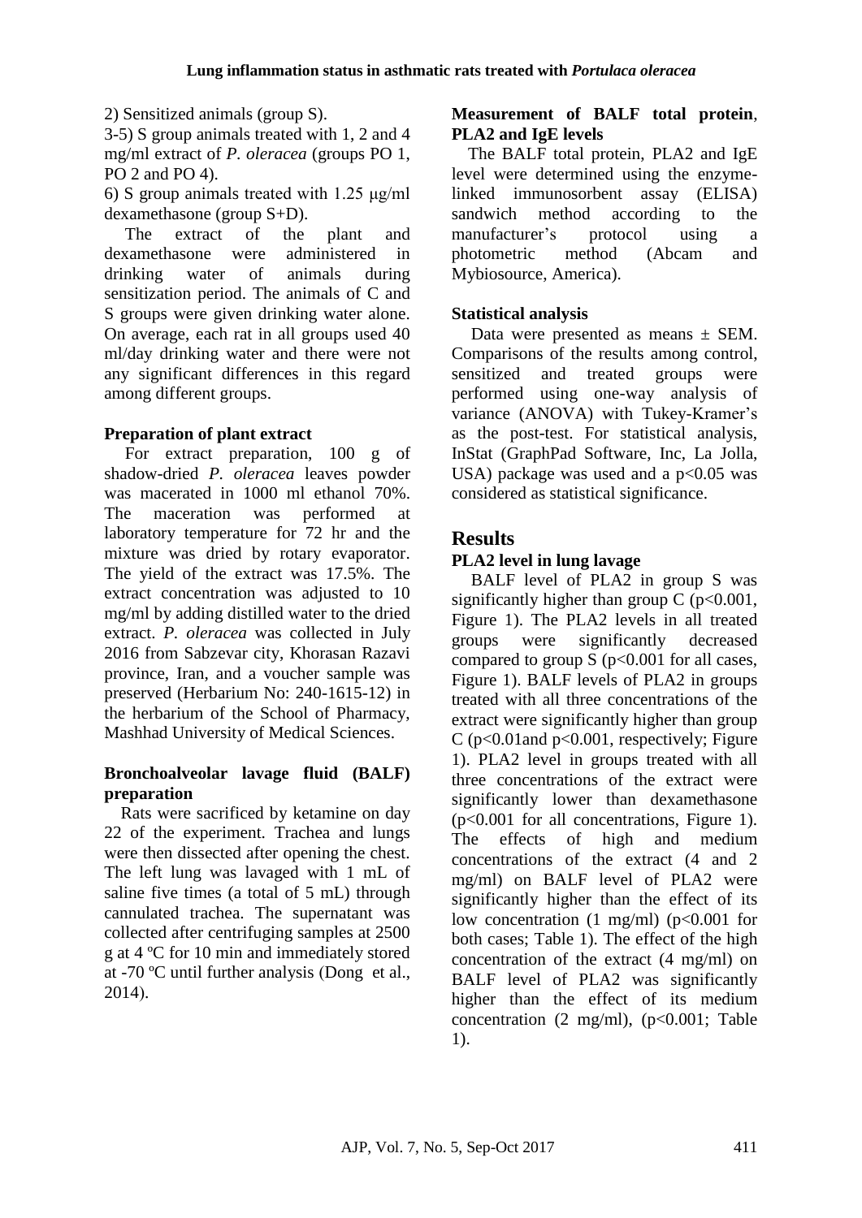2) Sensitized animals (group S).

3-5) S group animals treated with 1, 2 and 4 mg/ml extract of *P. oleracea* (groups PO 1, PO 2 and PO 4).

6) S group animals treated with 1.25 μg/ml dexamethasone (group S+D).

The extract of the plant and dexamethasone were administered in drinking water of animals during sensitization period. The animals of C and S groups were given drinking water alone. On average, each rat in all groups used 40 ml/day drinking water and there were not any significant differences in this regard among different groups.

### Preparation of plant extract

For extract preparation, 100 g of shadow-dried *P. oleracea* leaves powder was macerated in 1000 ml ethanol 70%. The maceration was performed at laboratory temperature for 72 hr and the mixture was dried by rotary evaporator. The yield of the extract was 17.5%. The extract concentration was adjusted to 10 mg/ml by adding distilled water to the dried extract. *P. oleracea* was collected in July 2016 from Sabzevar city, Khorasan Razavi province, Iran, and a voucher sample was preserved (Herbarium No: 240-1615-12) in the herbarium of the School of Pharmacy, Mashhad University of Medical Sciences.

### Bronchoalveolar lavage fluid (BALF) preparation

Rats were sacrificed by ketamine on day 22 of the experiment. Trachea and lungs were then dissected after opening the chest. The left lung was lavaged with 1 mL of saline five times (a total of 5 mL) through cannulated trachea. The supernatant was collected after centrifuging samples at 2500 g at 4 ºC for 10 min and immediately stored at -70 ºC until further analysis (Dong et al., 2014).

### Measurement of BALF total protein, PLA2 and IgE levels

The BALF total protein, PLA2 and IgE level were determined using the enzyme-linked immunosorbent assay (ELISA) sandwich method according to the manufacturer's protocol using a photometric method (Abcam and Mybiosource, America).

### Statistical analysis

Data were presented as means ± SEM. Comparisons of the results among control, sensitized and treated groups were performed using one-way analysis of variance (ANOVA) with Tukey-Kramer's as the post-test. For statistical analysis, InStat (GraphPad Software, Inc, La Jolla, USA) package was used and a $p<0.05$ was considered as statistical significance.

## Results

### PLA2 level in lung lavage

BALF level of PLA2 in group S was significantly higher than group C ($p<0.001$, Figure 1). The PLA2 levels in all treated groups were significantly decreased compared to group S ($p<0.001$ for all cases, Figure 1). BALF levels of PLA2 in groups treated with all three concentrations of the extract were significantly higher than group C ($p<0.01$and $p<0.001$, respectively; Figure 1). PLA2 level in groups treated with all three concentrations of the extract were significantly lower than dexamethasone ($p<0.001$ for all concentrations, Figure 1). The effects of high and medium concentrations of the extract (4 and 2 mg/ml) on BALF level of PLA2 were significantly higher than the effect of its low concentration (1 mg/ml) ($p<0.001$ for both cases; Table 1). The effect of the high concentration of the extract (4 mg/ml) on BALF level of PLA2 was significantly higher than the effect of its medium concentration (2 mg/ml), ($p<0.001$; Table 1).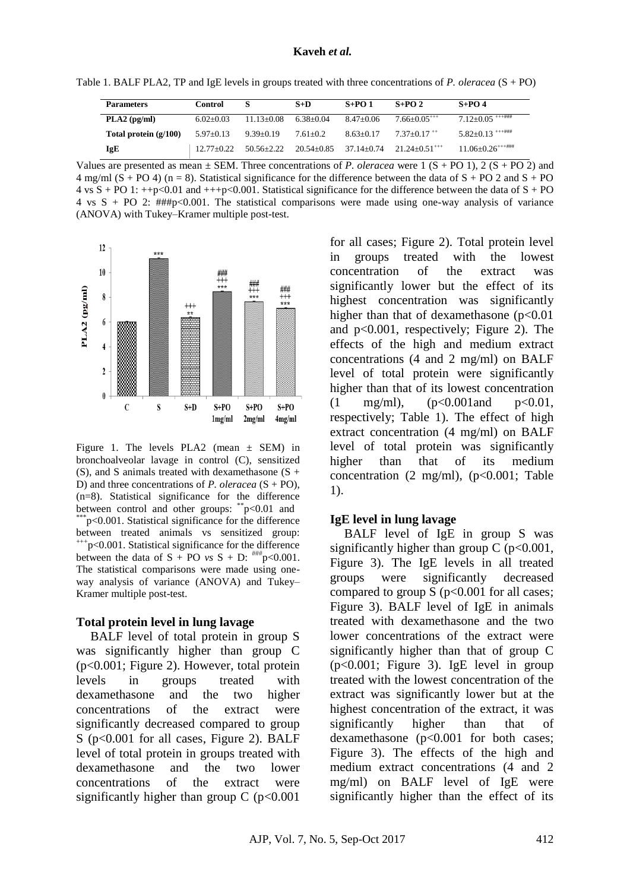Table 1. BALF PLA2, TP and IgE levels in groups treated with three concentrations of *P. oleracea* (S + PO)

| Parameters | Control | S | S+D | S+PO 1 | S+PO 2 | S+PO 4 |
|---|---|---|---|---|---|---|
| PLA2 (pg/ml) | 6.02±0.03 | 11.13±0.08 | 6.38±0.04 | 8.47±0.06 | 7.66±0.05$^{+++}$ | 7.12±0.05$^{+++###}$ |
| Total protein (g/100) | 5.97±0.13 | 9.39±0.19 | 7.61±0.2 | 8.63±0.17 | 7.37±0.17$^{++}$ | 5.82±0.13$^{+++###}$ |
| IgE | 12.77±0.22 | 50.56±2.22 | 20.54±0.85 | 37.14±0.74 | 21.24±0.51$^{+++}$ | 11.06±0.26$^{+++###}$ |

Values are presented as mean ± SEM. Three concentrations of *P. oleracea* were 1 (S + PO 1), 2 (S + PO 2) and 4 mg/ml (S + PO 4) (n = 8). Statistical significance for the difference between the data of S + PO 2 and S + PO 4 vs S + PO 1: ++p<0.01 and +++p<0.001. Statistical significance for the difference between the data of S + PO 4 vs S + PO 2: ###p<0.001. The statistical comparisons were made using one-way analysis of variance (ANOVA) with Tukey–Kramer multiple post-test.

Figure 1. The levels PLA2 (mean ± SEM) in bronchoalveolar lavage in control (C), sensitized (S), and S animals treated with dexamethasone (S + D) and three concentrations of *P. oleracea* (S + PO), (n=8). Statistical significance for the difference between control and other groups: **p<0.01 and ***p<0.001. Statistical significance for the difference between treated animals vs sensitized group: +++p<0.001. Statistical significance for the difference between the data of S + PO *vs* S + D: ###p<0.001. The statistical comparisons were made using one-way analysis of variance (ANOVA) and Tukey–Kramer multiple post-test.

### Total protein level in lung lavage

BALF level of total protein in group S was significantly higher than group C ($p<0.001$; Figure 2). However, total protein levels in groups treated with dexamethasone and the two higher concentrations of the extract were significantly decreased compared to group S ($p<0.001$ for all cases, Figure 2). BALF level of total protein in groups treated with dexamethasone and the two lower concentrations of the extract were significantly higher than group C ($p<0.001$ for all cases; Figure 2). Total protein level in groups treated with the lowest concentration of the extract was significantly lower but the effect of its highest concentration was significantly higher than that of dexamethasone ($p<0.01$ and $p<0.001$, respectively; Figure 2). The effects of the high and medium extract concentrations (4 and 2 mg/ml) on BALF level of total protein were significantly higher than that of its lowest concentration (1 mg/ml), ($p<0.001$and $p<0.01$, respectively; Table 1). The effect of high extract concentration (4 mg/ml) on BALF level of total protein was significantly higher than that of its medium concentration (2 mg/ml), ($p<0.001$; Table 1).

### IgE level in lung lavage

BALF level of IgE in group S was significantly higher than group C ($p<0.001$, Figure 3). The IgE levels in all treated groups were significantly decreased compared to group S ($p<0.001$ for all cases; Figure 3). BALF level of IgE in animals treated with dexamethasone and the two lower concentrations of the extract were significantly higher than that of group C ($p<0.001$; Figure 3). IgE level in group treated with the lowest concentration of the extract was significantly lower but at the highest concentration of the extract, it was significantly higher than that of dexamethasone ($p<0.001$ for both cases; Figure 3). The effects of the high and medium extract concentrations (4 and 2 mg/ml) on BALF level of IgE were significantly higher than the effect of its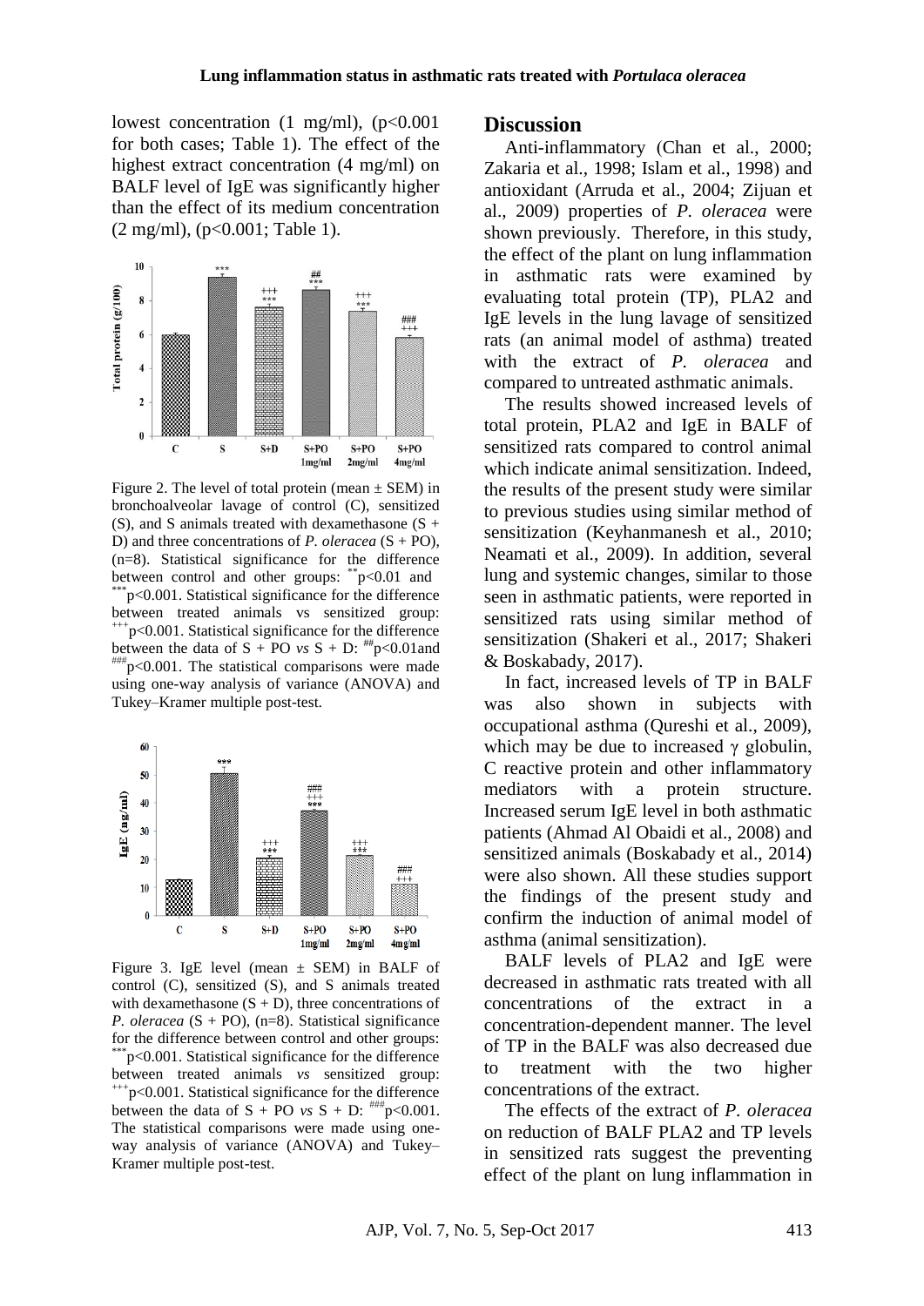lowest concentration (1 mg/ml), ($p<0.001$ for both cases; Table 1). The effect of the highest extract concentration (4 mg/ml) on BALF level of IgE was significantly higher than the effect of its medium concentration (2 mg/ml), ($p<0.001$; Table 1).

Figure 2. The level of total protein (mean ± SEM) in bronchoalveolar lavage of control (C), sensitized (S), and S animals treated with dexamethasone (S + D) and three concentrations of *P. oleracea* (S + PO), (n=8). Statistical significance for the difference between control and other groups: $^{**}p<0.01$ and $^{***}p<0.001$. Statistical significance for the difference between treated animals vs sensitized group: $^{+++}p<0.001$. Statistical significance for the difference between the data of S + PO *vs* S + D: $^{\#\#}p<0.01$ and $^{\#\#\#}p<0.001$. The statistical comparisons were made using one-way analysis of variance (ANOVA) and Tukey–Kramer multiple post-test.

Figure 3. IgE level (mean ± SEM) in BALF of control (C), sensitized (S), and S animals treated with dexamethasone (S + D), three concentrations of *P. oleracea* (S + PO), (n=8). Statistical significance for the difference between control and other groups: $^{***}p<0.001$. Statistical significance for the difference between treated animals *vs* sensitized group: $^{+++}p<0.001$. Statistical significance for the difference between the data of S + PO *vs* S + D: $^{\#\#\#}p<0.001$. The statistical comparisons were made using one-way analysis of variance (ANOVA) and Tukey–Kramer multiple post-test.

## Discussion

Anti-inflammatory (Chan et al., 2000; Zakaria et al., 1998; Islam et al., 1998) and antioxidant (Arruda et al., 2004; Zijuan et al., 2009) properties of *P. oleracea* were shown previously. Therefore, in this study, the effect of the plant on lung inflammation in asthmatic rats were examined by evaluating total protein (TP), PLA2 and IgE levels in the lung lavage of sensitized rats (an animal model of asthma) treated with the extract of *P. oleracea* and compared to untreated asthmatic animals.

The results showed increased levels of total protein, PLA2 and IgE in BALF of sensitized rats compared to control animal which indicate animal sensitization. Indeed, the results of the present study were similar to previous studies using similar method of sensitization (Keyhanmanesh et al., 2010; Neamati et al., 2009). In addition, several lung and systemic changes, similar to those seen in asthmatic patients, were reported in sensitized rats using similar method of sensitization (Shakeri et al., 2017; Shakeri & Boskabady, 2017).

In fact, increased levels of TP in BALF was also shown in subjects with occupational asthma (Qureshi et al., 2009), which may be due to increased γ globulin, C reactive protein and other inflammatory mediators with a protein structure. Increased serum IgE level in both asthmatic patients (Ahmad Al Obaidi et al., 2008) and sensitized animals (Boskabady et al., 2014) were also shown. All these studies support the findings of the present study and confirm the induction of animal model of asthma (animal sensitization).

BALF levels of PLA2 and IgE were decreased in asthmatic rats treated with all concentrations of the extract in a concentration-dependent manner. The level of TP in the BALF was also decreased due to treatment with the two higher concentrations of the extract.

The effects of the extract of *P. oleracea* on reduction of BALF PLA2 and TP levels in sensitized rats suggest the preventing effect of the plant on lung inflammation in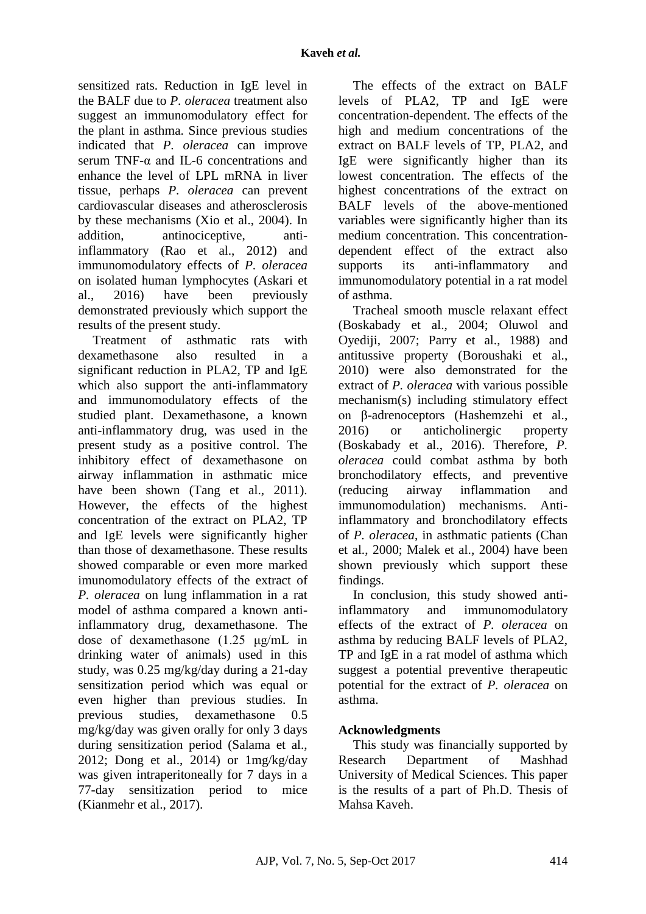sensitized rats. Reduction in IgE level in the BALF due to *P. oleracea* treatment also suggest an immunomodulatory effect for the plant in asthma. Since previous studies indicated that *P. oleracea* can improve serum TNF-α and IL-6 concentrations and enhance the level of LPL mRNA in liver tissue, perhaps *P. oleracea* can prevent cardiovascular diseases and atherosclerosis by these mechanisms (Xio et al., 2004). In addition, antinociceptive, anti-inflammatory (Rao et al., 2012) and immunomodulatory effects of *P. oleracea* on isolated human lymphocytes (Askari et al., 2016) have been previously demonstrated previously which support the results of the present study.

Treatment of asthmatic rats with dexamethasone also resulted in a significant reduction in PLA2, TP and IgE which also support the anti-inflammatory and immunomodulatory effects of the studied plant. Dexamethasone, a known anti-inflammatory drug, was used in the present study as a positive control. The inhibitory effect of dexamethasone on airway inflammation in asthmatic mice have been shown (Tang et al., 2011). However, the effects of the highest concentration of the extract on PLA2, TP and IgE levels were significantly higher than those of dexamethasone. These results showed comparable or even more marked imunomodulatory effects of the extract of *P. oleracea* on lung inflammation in a rat model of asthma compared a known anti-inflammatory drug, dexamethasone. The dose of dexamethasone (1.25 μg/mL in drinking water of animals) used in this study, was 0.25 mg/kg/day during a 21-day sensitization period which was equal or even higher than previous studies. In previous studies, dexamethasone 0.5 mg/kg/day was given orally for only 3 days during sensitization period (Salama et al., 2012; Dong et al., 2014) or 1mg/kg/day was given intraperitoneally for 7 days in a 77-day sensitization period to mice (Kianmehr et al., 2017).

The effects of the extract on BALF levels of PLA2, TP and IgE were concentration-dependent. The effects of the high and medium concentrations of the extract on BALF levels of TP, PLA2, and IgE were significantly higher than its lowest concentration. The effects of the highest concentrations of the extract on BALF levels of the above-mentioned variables were significantly higher than its medium concentration. This concentration-dependent effect of the extract also supports its anti-inflammatory and immunomodulatory potential in a rat model of asthma.

Tracheal smooth muscle relaxant effect (Boskabady et al., 2004; Oluwol and Oyediji, 2007; Parry et al., 1988) and antitussive property (Boroushaki et al., 2010) were also demonstrated for the extract of *P. oleracea* with various possible mechanism(s) including stimulatory effect on β-adrenoceptors (Hashemzehi et al., 2016) or anticholinergic property (Boskabady et al., 2016). Therefore, *P. oleracea* could combat asthma by both bronchodilatory effects, and preventive (reducing airway inflammation and immunomodulation) mechanisms. Anti-inflammatory and bronchodilatory effects of *P. oleracea*, in asthmatic patients (Chan et al., 2000; Malek et al., 2004) have been shown previously which support these findings.

In conclusion, this study showed anti-inflammatory and immunomodulatory effects of the extract of *P. oleracea* on asthma by reducing BALF levels of PLA2, TP and IgE in a rat model of asthma which suggest a potential preventive therapeutic potential for the extract of *P. oleracea* on asthma.

## Acknowledgments

This study was financially supported by Research Department of Mashhad University of Medical Sciences. This paper is the results of a part of Ph.D. Thesis of Mahsa Kaveh.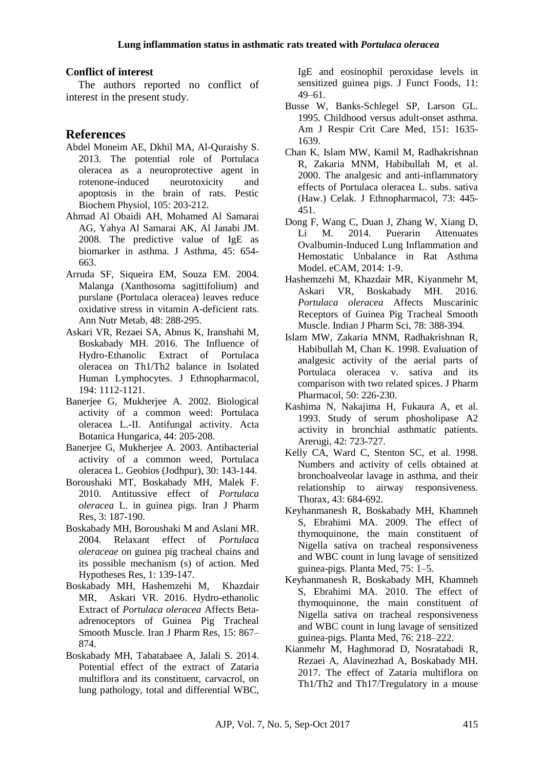### Conflict of interest

The authors reported no conflict of interest in the present study.

## References

Abdel Moneim AE, Dkhil MA, Al-Quraishy S. 2013. The potential role of Portulaca oleracea as a neuroprotective agent in rotenone-induced neurotoxicity and apoptosis in the brain of rats. Pestic Biochem Physiol, 105: 203-212.

Ahmad Al Obaidi AH, Mohamed Al Samarai AG, Yahya Al Samarai AK, Al Janabi JM. 2008. The predictive value of IgE as biomarker in asthma. J Asthma, 45: 654-663.

Arruda SF, Siqueira EM, Souza EM. 2004. Malanga (Xanthosoma sagittifolium) and purslane (Portulaca oleracea) leaves reduce oxidative stress in vitamin A-deficient rats. Ann Nutr Metab, 48: 288-295.

Askari VR, Rezaei SA, Abnus K, Iranshahi M, Boskabady MH. 2016. The Influence of Hydro-Ethanolic Extract of Portulaca oleracea on Th1/Th2 balance in Isolated Human Lymphocytes. J Ethnopharmacol, 194: 1112-1121.

Banerjee G, Mukherjee A. 2002. Biological activity of a common weed: Portulaca oleracea L.-II. Antifungal activity. Acta Botanica Hungarica, 44: 205-208.

Banerjee G, Mukherjee A. 2003. Antibacterial activity of a common weed, Portulaca oleracea L. Geobios (Jodhpur), 30: 143-144.

Boroushaki MT, Boskabady MH, Malek F. 2010. Antitussive effect of *Portulaca oleracea* L. in guinea pigs. Iran J Pharm Res, 3: 187-190.

Boskabady MH, Boroushaki M and Aslani MR. 2004. Relaxant effect of *Portulaca oleraceae* on guinea pig tracheal chains and its possible mechanism (s) of action. Med Hypotheses Res, 1: 139-147.

Boskabady MH, Hashemzehi M, Khazdair MR, Askari VR. 2016. Hydro-ethanolic Extract of *Portulaca oleracea* Affects Beta-adrenoceptors of Guinea Pig Tracheal Smooth Muscle. Iran J Pharm Res, 15: 867–874.

Boskabady MH, Tabatabaee A, Jalali S. 2014. Potential effect of the extract of Zataria multiflora and its constituent, carvacrol, on lung pathology, total and differential WBC, IgE and eosinophil peroxidase levels in sensitized guinea pigs. J Funct Foods, 11: 49–61.

Busse W, Banks-Schlegel SP, Larson GL. 1995. Childhood versus adult-onset asthma. Am J Respir Crit Care Med, 151: 1635-1639.

Chan K, Islam MW, Kamil M, Radhakrishnan R, Zakaria MNM, Habibullah M, et al. 2000. The analgesic and anti-inflammatory effects of Portulaca oleracea L. subs. sativa (Haw.) Celak. J Ethnopharmacol, 73: 445-451.

Dong F, Wang C, Duan J, Zhang W, Xiang D, Li M. 2014. Puerarin Attenuates Ovalbumin-Induced Lung Inflammation and Hemostatic Unbalance in Rat Asthma Model. eCAM, 2014: 1-9.

Hashemzehi M, Khazdair MR, Kiyanmehr M, Askari VR, Boskabady MH. 2016. *Portulaca oleracea* Affects Muscarinic Receptors of Guinea Pig Tracheal Smooth Muscle. Indian J Pharm Sci, 78: 388-394.

Islam MW, Zakaria MNM, Radhakrishnan R, Habibullah M, Chan K. 1998. Evaluation of analgesic activity of the aerial parts of Portulaca oleracea v. sativa and its comparison with two related spices. J Pharm Pharmacol, 50: 226-230.

Kashima N, Nakajima H, Fukaura A, et al. 1993. Study of serum phosholipase A2 activity in bronchial asthmatic patients. Arerugi, 42: 723-727.

Kelly CA, Ward C, Stenton SC, et al. 1998. Numbers and activity of cells obtained at bronchoalveolar lavage in asthma, and their relationship to airway responsiveness. Thorax, 43: 684-692.

Keyhanmanesh R, Boskabady MH, Khamneh S, Ebrahimi MA. 2009. The effect of thymoquinone, the main constituent of Nigella sativa on tracheal responsiveness and WBC count in lung lavage of sensitized guinea-pigs. Planta Med, 75: 1–5.

Keyhanmanesh R, Boskabady MH, Khamneh S, Ebrahimi MA. 2010. The effect of thymoquinone, the main constituent of Nigella sativa on tracheal responsiveness and WBC count in lung lavage of sensitized guinea-pigs. Planta Med, 76: 218–222.

Kianmehr M, Haghmorad D, Nosratabadi R, Rezaei A, Alavinezhad A, Boskabady MH. 2017. The effect of Zataria multiflora on Th1/Th2 and Th17/Tregulatory in a mouse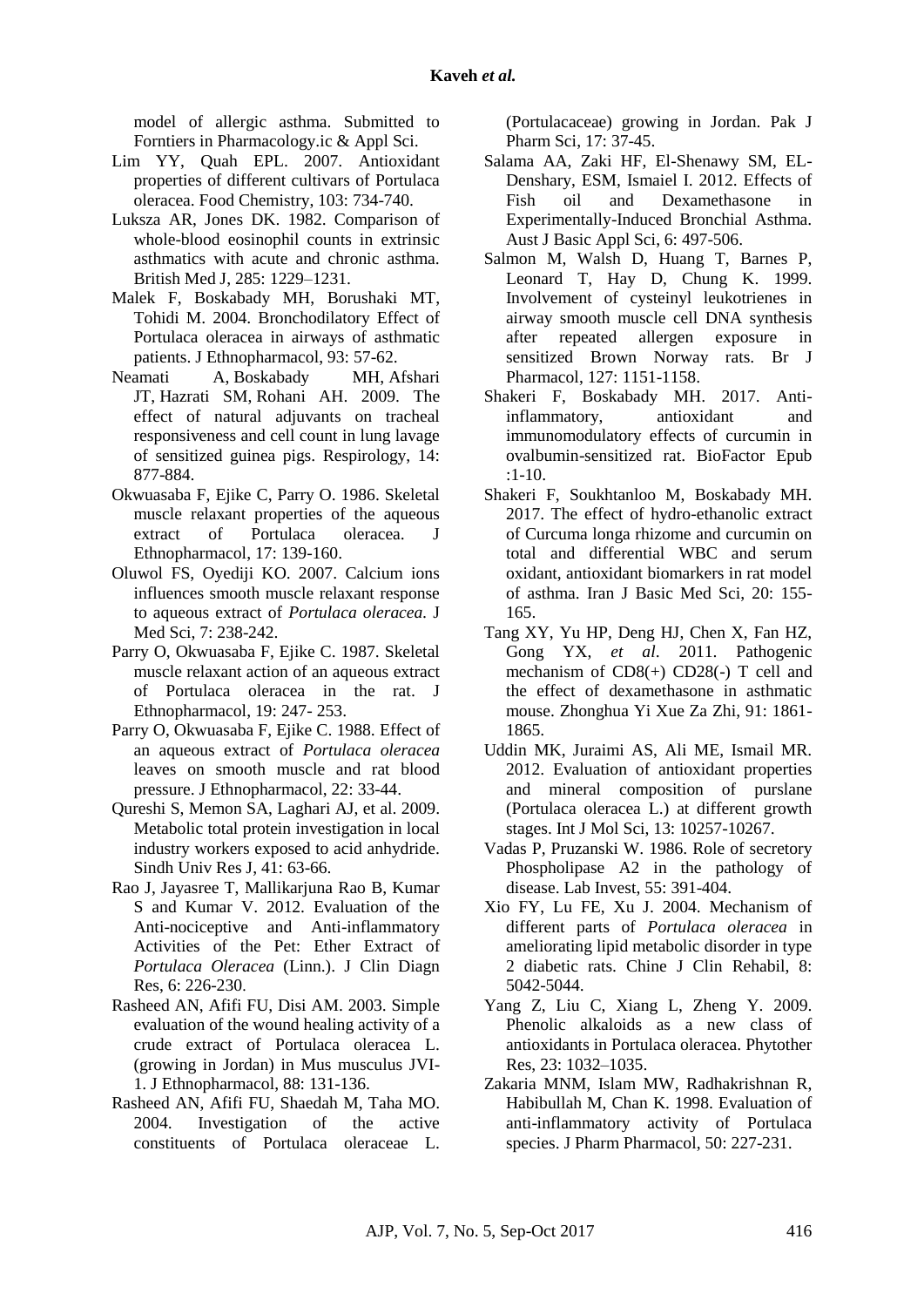model of allergic asthma. Submitted to Forntiers in Pharmacology.ic & Appl Sci.

Lim YY, Quah EPL. 2007. Antioxidant properties of different cultivars of Portulaca oleracea. Food Chemistry, 103: 734-740.

Luksza AR, Jones DK. 1982. Comparison of whole-blood eosinophil counts in extrinsic asthmatics with acute and chronic asthma. British Med J, 285: 1229–1231.

Malek F, Boskabady MH, Borushaki MT, Tohidi M. 2004. Bronchodilatory Effect of Portulaca oleracea in airways of asthmatic patients. J Ethnopharmacol, 93: 57-62.

Neamati A, Boskabady MH, Afshari JT, Hazrati SM, Rohani AH. 2009. The effect of natural adjuvants on tracheal responsiveness and cell count in lung lavage of sensitized guinea pigs. Respirology, 14: 877-884.

Okwuasaba F, Ejike C, Parry O. 1986. Skeletal muscle relaxant properties of the aqueous extract of Portulaca oleracea. J Ethnopharmacol, 17: 139-160.

Oluwol FS, Oyediji KO. 2007. Calcium ions influences smooth muscle relaxant response to aqueous extract of *Portulaca oleracea.* J Med Sci, 7: 238-242.

Parry O, Okwuasaba F, Ejike C. 1987. Skeletal muscle relaxant action of an aqueous extract of Portulaca oleracea in the rat. J Ethnopharmacol, 19: 247- 253.

Parry O, Okwuasaba F, Ejike C. 1988. Effect of an aqueous extract of *Portulaca oleracea* leaves on smooth muscle and rat blood pressure. J Ethnopharmacol, 22: 33-44.

Qureshi S, Memon SA, Laghari AJ, et al. 2009. Metabolic total protein investigation in local industry workers exposed to acid anhydride. Sindh Univ Res J, 41: 63-66.

Rao J, Jayasree T, Mallikarjuna Rao B, Kumar S and Kumar V. 2012. Evaluation of the Anti-nociceptive and Anti-inflammatory Activities of the Pet: Ether Extract of *Portulaca Oleracea* (Linn.). J Clin Diagn Res, 6: 226-230.

Rasheed AN, Afifi FU, Disi AM. 2003. Simple evaluation of the wound healing activity of a crude extract of Portulaca oleracea L. (growing in Jordan) in Mus musculus JVI-1. J Ethnopharmacol, 88: 131-136.

Rasheed AN, Afifi FU, Shaedah M, Taha MO. 2004. Investigation of the active constituents of Portulaca oleraceae L. (Portulacaceae) growing in Jordan. Pak J Pharm Sci, 17: 37-45.

Salama AA, Zaki HF, El-Shenawy SM, EL-Denshary, ESM, Ismaiel I. 2012. Effects of Fish oil and Dexamethasone in Experimentally-Induced Bronchial Asthma. Aust J Basic Appl Sci, 6: 497-506.

Salmon M, Walsh D, Huang T, Barnes P, Leonard T, Hay D, Chung K. 1999. Involvement of cysteinyl leukotrienes in airway smooth muscle cell DNA synthesis after repeated allergen exposure in sensitized Brown Norway rats. Br J Pharmacol, 127: 1151-1158.

Shakeri F, Boskabady MH. 2017. Anti-inflammatory, antioxidant and immunomodulatory effects of curcumin in ovalbumin-sensitized rat. BioFactor Epub :1-10.

Shakeri F, Soukhtanloo M, Boskabady MH. 2017. The effect of hydro-ethanolic extract of Curcuma longa rhizome and curcumin on total and differential WBC and serum oxidant, antioxidant biomarkers in rat model of asthma. Iran J Basic Med Sci, 20: 155-165.

Tang XY, Yu HP, Deng HJ, Chen X, Fan HZ, Gong YX, *et al*. 2011. Pathogenic mechanism of CD8(+) CD28(-) T cell and the effect of dexamethasone in asthmatic mouse. Zhonghua Yi Xue Za Zhi, 91: 1861-1865.

Uddin MK, Juraimi AS, Ali ME, Ismail MR. 2012. Evaluation of antioxidant properties and mineral composition of purslane (Portulaca oleracea L.) at different growth stages. Int J Mol Sci, 13: 10257-10267.

Vadas P, Pruzanski W. 1986. Role of secretory Phospholipase A2 in the pathology of disease. Lab Invest, 55: 391-404.

Xio FY, Lu FE, Xu J. 2004. Mechanism of different parts of *Portulaca oleracea* in ameliorating lipid metabolic disorder in type 2 diabetic rats. Chine J Clin Rehabil, 8: 5042-5044.

Yang Z, Liu C, Xiang L, Zheng Y. 2009. Phenolic alkaloids as a new class of antioxidants in Portulaca oleracea. Phytother Res, 23: 1032–1035.

Zakaria MNM, Islam MW, Radhakrishnan R, Habibullah M, Chan K. 1998. Evaluation of anti-inflammatory activity of Portulaca species. J Pharm Pharmacol, 50: 227-231.